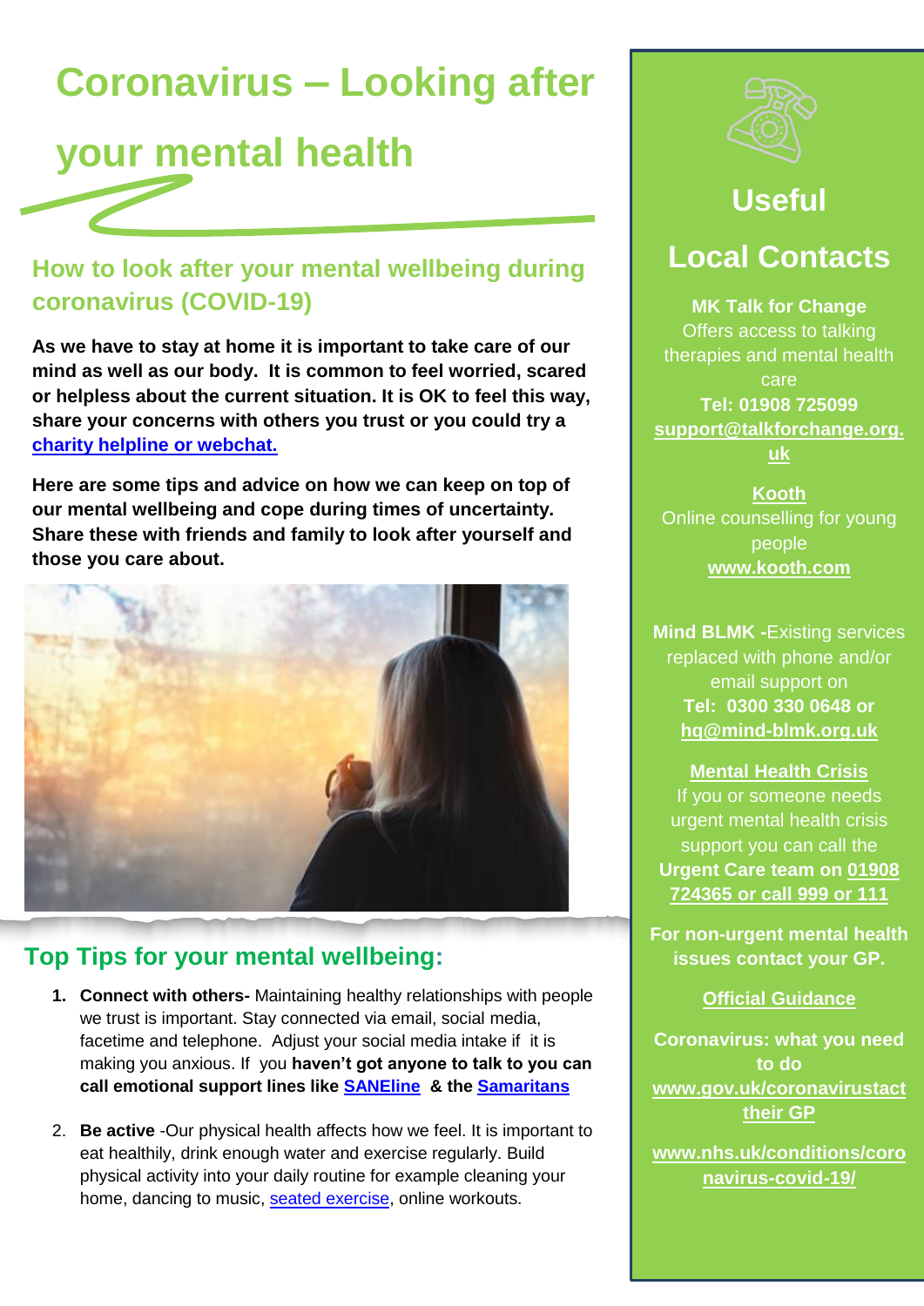# Coronavirus – Looking after your mental health

## How to look after your mental wellbeing during coronavirus (COVID-19)

**As we have to stay at home it is important to take care of our mind as well as our body. It is common to feel worried, scared or helpless about the current situation. It is OK to feel this way, share your concerns with others you trust or you could try a charity helpline or webchat.**

**Here are some tips and advice on how we can keep on top of our mental wellbeing and cope during times of uncertainty. Share these with friends and family to look after yourself and those you care about.**

## Top Tips for your mental wellbeing:

1. **Connect with others-** Maintaining healthy relationships with people we trust is important. Stay connected via email, social media, facetime and telephone. Adjust your social media intake if it is making you anxious. If you **haven't got anyone to talk to you can call emotional support lines like SANEline & the Samaritans**

2. **Be active** -Our physical health affects how we feel. It is important to eat healthily, drink enough water and exercise regularly. Build physical activity into your daily routine for example cleaning your home, dancing to music, seated exercise, online workouts.

## Useful Local Contacts

**MK Talk for Change**
Offers access to talking therapies and mental health care
**Tel: 01908 725099**
**support@talkforchange.org.uk**

**Kooth**
Online counselling for young people
**www.kooth.com**

**Mind BLMK -**Existing services replaced with phone and/or email support on
**Tel: 0300 330 0648 or**
**hq@mind-blmk.org.uk**

**Mental Health Crisis**
If you or someone needs urgent mental health crisis support you can call the **Urgent Care team on 01908 724365 or call 999 or 111**

**For non-urgent mental health issues contact your GP.**

**Official Guidance**

**Coronavirus: what you need to do**
**www.gov.uk/coronavirustact their GP**

**www.nhs.uk/conditions/coronavirus-covid-19/**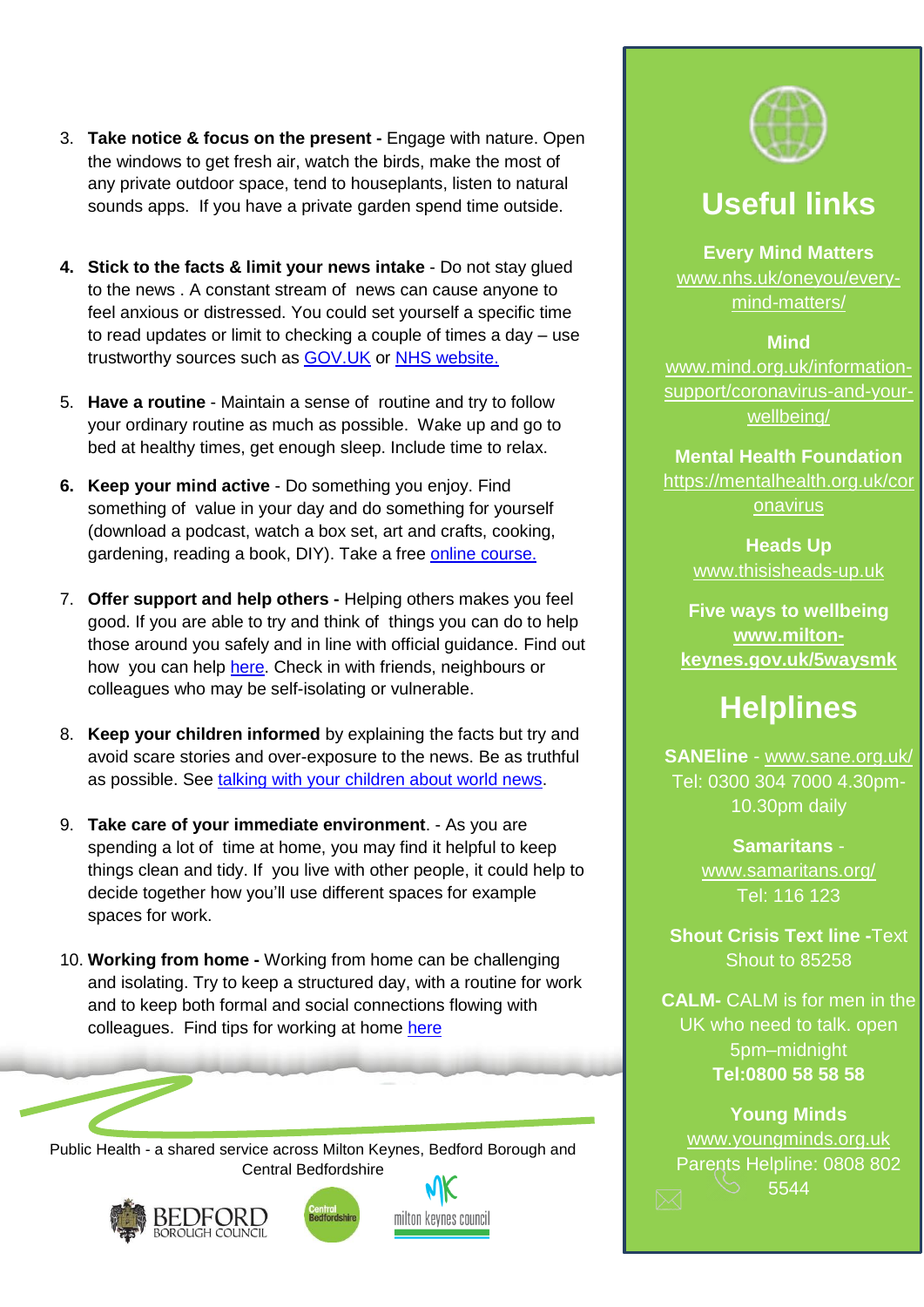3. **Take notice & focus on the present -** Engage with nature. Open the windows to get fresh air, watch the birds, make the most of any private outdoor space, tend to houseplants, listen to natural sounds apps. If you have a private garden spend time outside.

4. **Stick to the facts & limit your news intake** - Do not stay glued to the news . A constant stream of news can cause anyone to feel anxious or distressed. You could set yourself a specific time to read updates or limit to checking a couple of times a day – use trustworthy sources such as GOV.UK or NHS website.

5. **Have a routine** - Maintain a sense of routine and try to follow your ordinary routine as much as possible. Wake up and go to bed at healthy times, get enough sleep. Include time to relax.

6. **Keep your mind active** - Do something you enjoy. Find something of value in your day and do something for yourself (download a podcast, watch a box set, art and crafts, cooking, gardening, reading a book, DIY). Take a free online course.

7. **Offer support and help others -** Helping others makes you feel good. If you are able to try and think of things you can do to help those around you safely and in line with official guidance. Find out how you can help here. Check in with friends, neighbours or colleagues who may be self-isolating or vulnerable.

8. **Keep your children informed** by explaining the facts but try and avoid scare stories and over-exposure to the news. Be as truthful as possible. See talking with your children about world news.

9. **Take care of your immediate environment**. - As you are spending a lot of time at home, you may find it helpful to keep things clean and tidy. If you live with other people, it could help to decide together how you'll use different spaces for example spaces for work.

10. **Working from home -** Working from home can be challenging and isolating. Try to keep a structured day, with a routine for work and to keep both formal and social connections flowing with colleagues. Find tips for working at home here

Public Health - a shared service across Milton Keynes, Bedford Borough and Central Bedfordshire

## Useful links

**Every Mind Matters**
www.nhs.uk/oneyou/every-mind-matters/

**Mind**
www.mind.org.uk/information-support/coronavirus-and-your-wellbeing/

**Mental Health Foundation**
https://mentalhealth.org.uk/coronavirus

**Heads Up**
www.thisisheads-up.uk

**Five ways to wellbeing**
**www.milton-keynes.gov.uk/5waysmk**

## Helplines

**SANEline** - www.sane.org.uk/
Tel: 0300 304 7000 4.30pm-10.30pm daily

**Samaritans** -
www.samaritans.org/
Tel: 116 123

**Shout Crisis Text line -**Text Shout to 85258

**CALM-** CALM is for men in the UK who need to talk. open 5pm–midnight
**Tel:0800 58 58 58**

**Young Minds**
www.youngminds.org.uk
Parents Helpline: 0808 802 5544